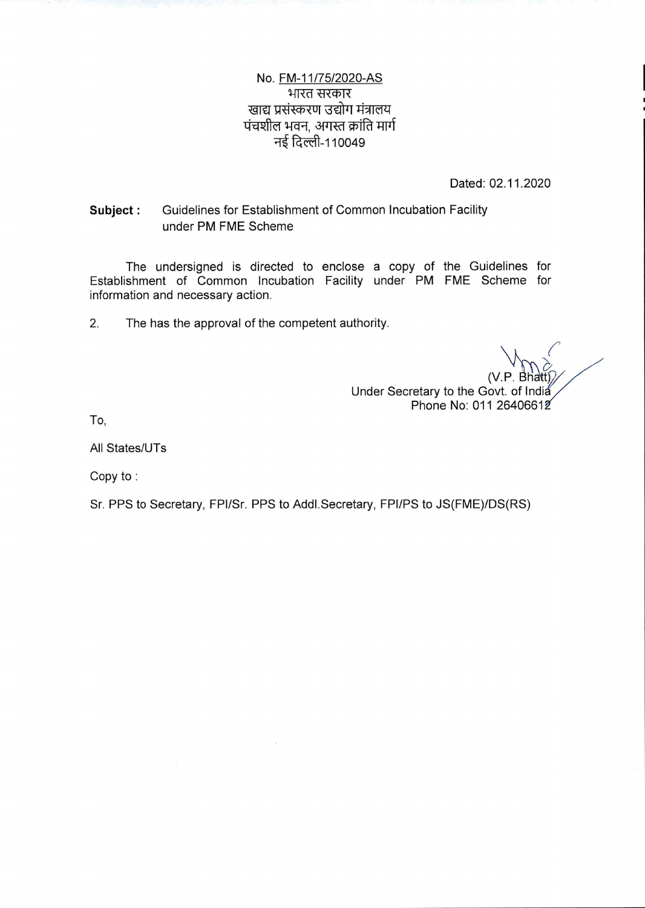No. FM-11/75/2020-AS
भारत सरकार
खाद्य प्रसंस्करण उद्योग मंत्रालय
पंचशील भवन, अगस्त क्रांति मार्ग
नई दिल्ली-110049

Dated: 02.11.2020

**Subject :** Guidelines for Establishment of Common Incubation Facility under PM FME Scheme

The undersigned is directed to enclose a copy of the Guidelines for Establishment of Common Incubation Facility under PM FME Scheme for information and necessary action.

2. The has the approval of the competent authority.

(V.P. Bhatt)
Under Secretary to the Govt. of India
Phone No: 011 26406612

To,

All States/UTs

Copy to :

Sr. PPS to Secretary, FPI/Sr. PPS to Addl.Secretary, FPI/PS to JS(FME)/DS(RS)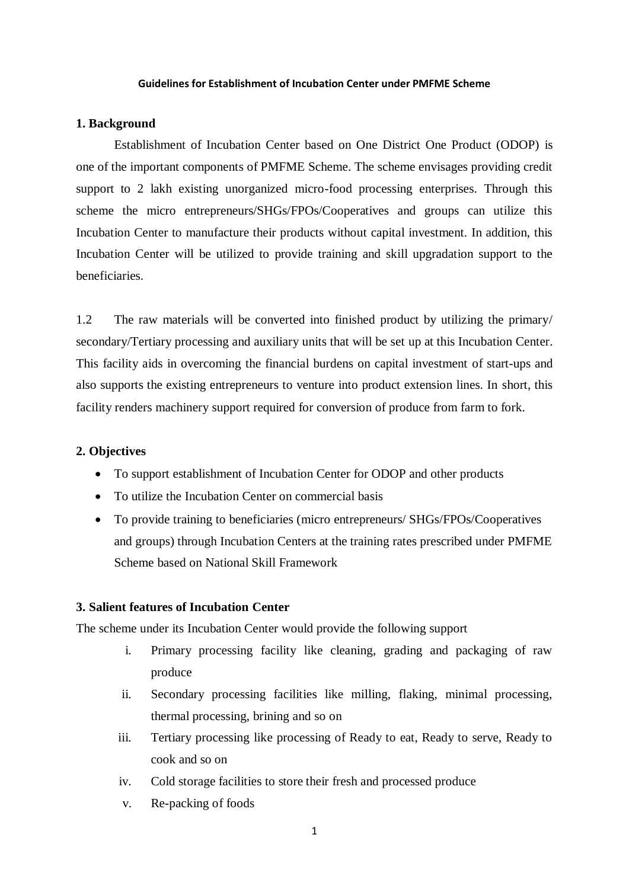**Guidelines for Establishment of Incubation Center under PMFME Scheme**

## 1. Background

Establishment of Incubation Center based on One District One Product (ODOP) is one of the important components of PMFME Scheme. The scheme envisages providing credit support to 2 lakh existing unorganized micro-food processing enterprises. Through this scheme the micro entrepreneurs/SHGs/FPOs/Cooperatives and groups can utilize this Incubation Center to manufacture their products without capital investment. In addition, this Incubation Center will be utilized to provide training and skill upgradation support to the beneficiaries.

1.2 The raw materials will be converted into finished product by utilizing the primary/ secondary/Tertiary processing and auxiliary units that will be set up at this Incubation Center. This facility aids in overcoming the financial burdens on capital investment of start-ups and also supports the existing entrepreneurs to venture into product extension lines. In short, this facility renders machinery support required for conversion of produce from farm to fork.

## 2. Objectives

- To support establishment of Incubation Center for ODOP and other products
- To utilize the Incubation Center on commercial basis
- To provide training to beneficiaries (micro entrepreneurs/ SHGs/FPOs/Cooperatives and groups) through Incubation Centers at the training rates prescribed under PMFME Scheme based on National Skill Framework

## 3. Salient features of Incubation Center

The scheme under its Incubation Center would provide the following support

i. Primary processing facility like cleaning, grading and packaging of raw produce
ii. Secondary processing facilities like milling, flaking, minimal processing, thermal processing, brining and so on
iii. Tertiary processing like processing of Ready to eat, Ready to serve, Ready to cook and so on
iv. Cold storage facilities to store their fresh and processed produce
v. Re-packing of foods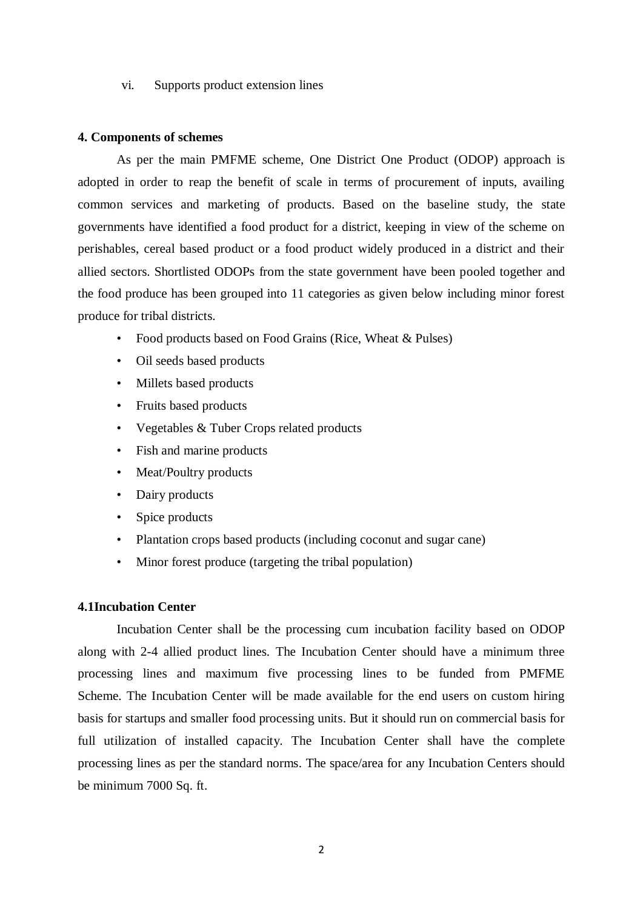vi. Supports product extension lines

## 4. Components of schemes

As per the main PMFME scheme, One District One Product (ODOP) approach is adopted in order to reap the benefit of scale in terms of procurement of inputs, availing common services and marketing of products. Based on the baseline study, the state governments have identified a food product for a district, keeping in view of the scheme on perishables, cereal based product or a food product widely produced in a district and their allied sectors. Shortlisted ODOPs from the state government have been pooled together and the food produce has been grouped into 11 categories as given below including minor forest produce for tribal districts.

- Food products based on Food Grains (Rice, Wheat & Pulses)
- Oil seeds based products
- Millets based products
- Fruits based products
- Vegetables & Tuber Crops related products
- Fish and marine products
- Meat/Poultry products
- Dairy products
- Spice products
- Plantation crops based products (including coconut and sugar cane)
- Minor forest produce (targeting the tribal population)

### 4.1Incubation Center

Incubation Center shall be the processing cum incubation facility based on ODOP along with 2-4 allied product lines. The Incubation Center should have a minimum three processing lines and maximum five processing lines to be funded from PMFME Scheme. The Incubation Center will be made available for the end users on custom hiring basis for startups and smaller food processing units. But it should run on commercial basis for full utilization of installed capacity. The Incubation Center shall have the complete processing lines as per the standard norms. The space/area for any Incubation Centers should be minimum 7000 Sq. ft.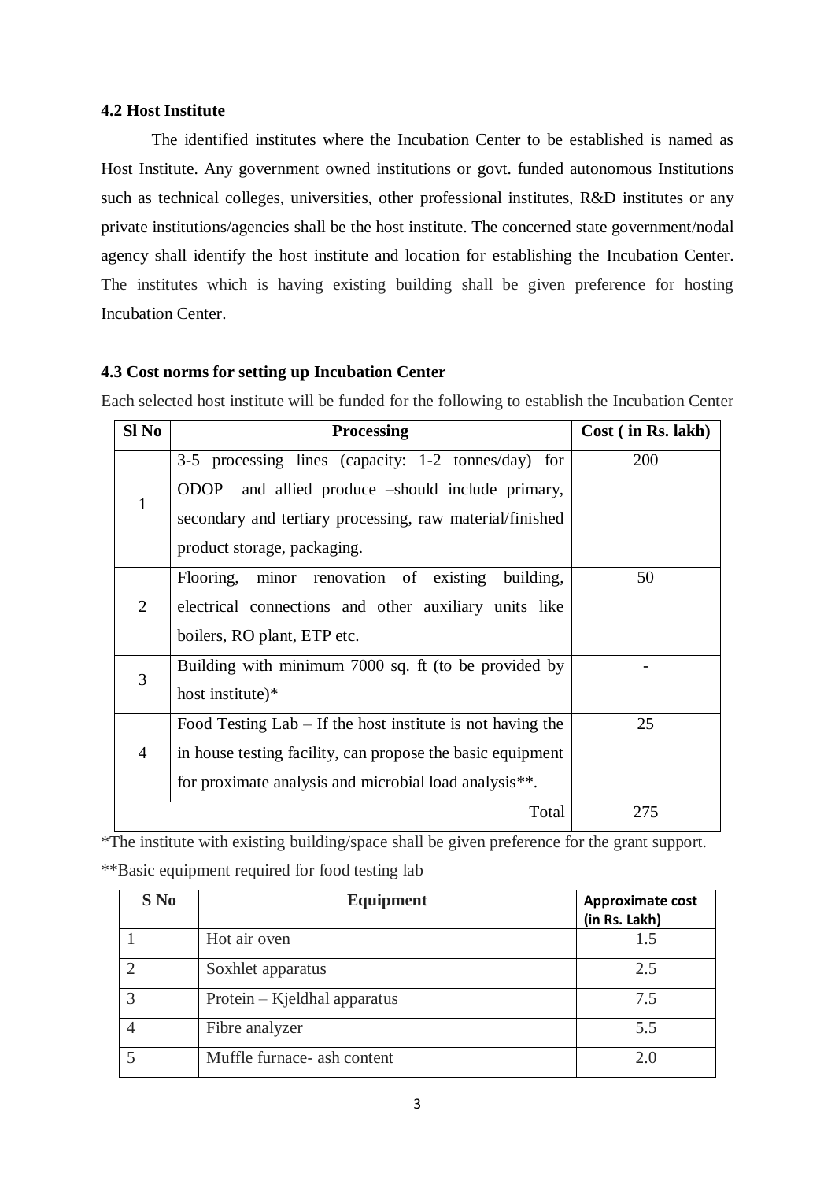### 4.2 Host Institute

The identified institutes where the Incubation Center to be established is named as Host Institute. Any government owned institutions or govt. funded autonomous Institutions such as technical colleges, universities, other professional institutes, R&D institutes or any private institutions/agencies shall be the host institute. The concerned state government/nodal agency shall identify the host institute and location for establishing the Incubation Center. The institutes which is having existing building shall be given preference for hosting Incubation Center.

### 4.3 Cost norms for setting up Incubation Center

Each selected host institute will be funded for the following to establish the Incubation Center

| Sl No | Processing | Cost ( in Rs. lakh) |
|---|---|---|
| 1 | 3-5 processing lines (capacity: 1-2 tonnes/day) for ODOP and allied produce –should include primary, secondary and tertiary processing, raw material/finished product storage, packaging. | 200 |
| 2 | Flooring, minor renovation of existing building, electrical connections and other auxiliary units like boilers, RO plant, ETP etc. | 50 |
| 3 | Building with minimum 7000 sq. ft (to be provided by host institute)* | - |
| 4 | Food Testing Lab – If the host institute is not having the in house testing facility, can propose the basic equipment for proximate analysis and microbial load analysis**. | 25 |
| | Total | 275 |

*The institute with existing building/space shall be given preference for the grant support.

**Basic equipment required for food testing lab

| S No | Equipment | Approximate cost (in Rs. Lakh) |
|---|---|---|
| 1 | Hot air oven | 1.5 |
| 2 | Soxhlet apparatus | 2.5 |
| 3 | Protein – Kjeldhal apparatus | 7.5 |
| 4 | Fibre analyzer | 5.5 |
| 5 | Muffle furnace- ash content | 2.0 |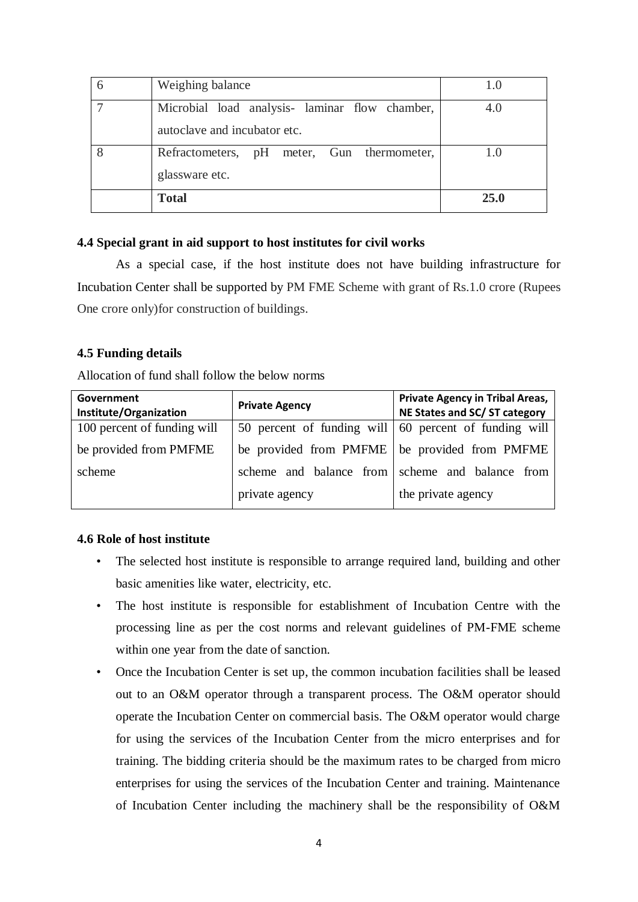| 6 | Weighing balance | 1.0 |
|---|---|---|
| 7 | Microbial load analysis- laminar flow chamber, autoclave and incubator etc. | 4.0 |
| 8 | Refractometers, pH meter, Gun thermometer, glassware etc. | 1.0 |
| | **Total** | **25.0** |

**4.4 Special grant in aid support to host institutes for civil works**

As a special case, if the host institute does not have building infrastructure for Incubation Center shall be supported by PM FME Scheme with grant of Rs.1.0 crore (Rupees One crore only)for construction of buildings.

**4.5 Funding details**

Allocation of fund shall follow the below norms

| Government Institute/Organization | Private Agency | Private Agency in Tribal Areas, NE States and SC/ ST category |
|---|---|---|
| 100 percent of funding will be provided from PMFME scheme | 50 percent of funding will be provided from PMFME scheme and balance from private agency | 60 percent of funding will be provided from PMFME scheme and balance from the private agency |

**4.6 Role of host institute**

- The selected host institute is responsible to arrange required land, building and other basic amenities like water, electricity, etc.
- The host institute is responsible for establishment of Incubation Centre with the processing line as per the cost norms and relevant guidelines of PM-FME scheme within one year from the date of sanction.
- Once the Incubation Center is set up, the common incubation facilities shall be leased out to an O&M operator through a transparent process. The O&M operator should operate the Incubation Center on commercial basis. The O&M operator would charge for using the services of the Incubation Center from the micro enterprises and for training. The bidding criteria should be the maximum rates to be charged from micro enterprises for using the services of the Incubation Center and training. Maintenance of Incubation Center including the machinery shall be the responsibility of O&M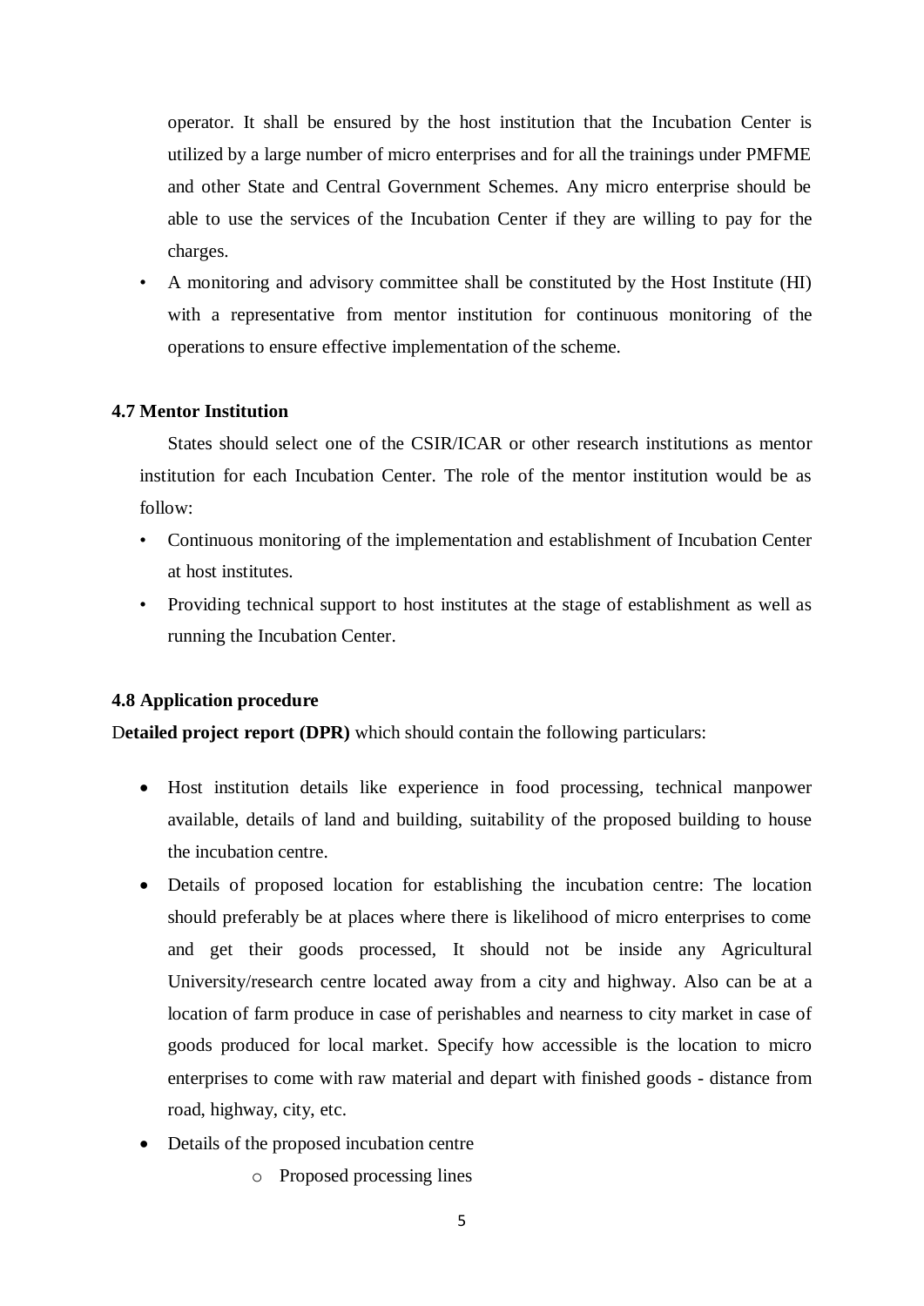operator. It shall be ensured by the host institution that the Incubation Center is utilized by a large number of micro enterprises and for all the trainings under PMFME and other State and Central Government Schemes. Any micro enterprise should be able to use the services of the Incubation Center if they are willing to pay for the charges.

- A monitoring and advisory committee shall be constituted by the Host Institute (HI) with a representative from mentor institution for continuous monitoring of the operations to ensure effective implementation of the scheme.

**4.7 Mentor Institution**

States should select one of the CSIR/ICAR or other research institutions as mentor institution for each Incubation Center. The role of the mentor institution would be as follow:

- Continuous monitoring of the implementation and establishment of Incubation Center at host institutes.
- Providing technical support to host institutes at the stage of establishment as well as running the Incubation Center.

**4.8 Application procedure**

D**etailed project report (DPR)** which should contain the following particulars:

- Host institution details like experience in food processing, technical manpower available, details of land and building, suitability of the proposed building to house the incubation centre.
- Details of proposed location for establishing the incubation centre: The location should preferably be at places where there is likelihood of micro enterprises to come and get their goods processed, It should not be inside any Agricultural University/research centre located away from a city and highway. Also can be at a location of farm produce in case of perishables and nearness to city market in case of goods produced for local market. Specify how accessible is the location to micro enterprises to come with raw material and depart with finished goods - distance from road, highway, city, etc.
- Details of the proposed incubation centre
    - Proposed processing lines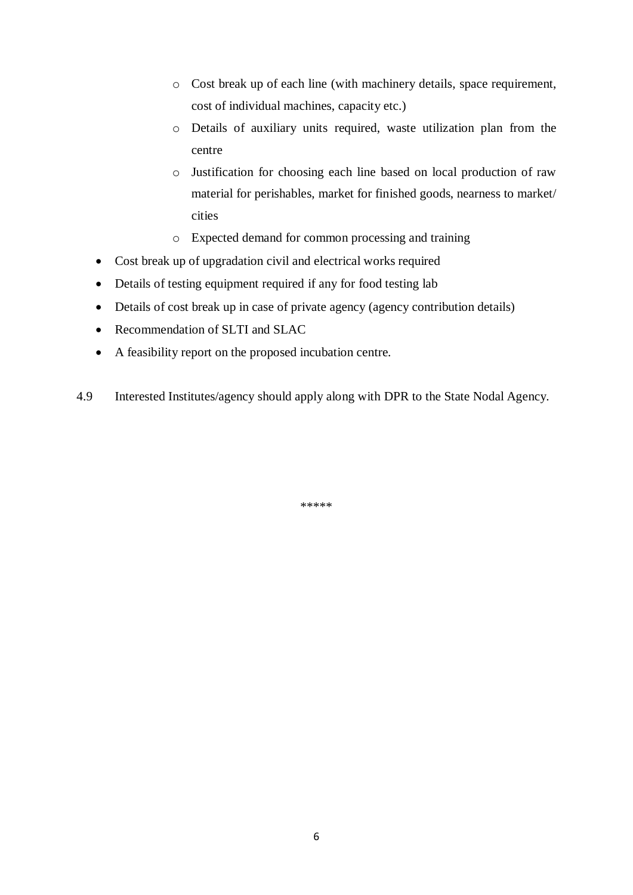- Cost break up of each line (with machinery details, space requirement, cost of individual machines, capacity etc.)
    - Details of auxiliary units required, waste utilization plan from the centre
    - Justification for choosing each line based on local production of raw material for perishables, market for finished goods, nearness to market/ cities
    - Expected demand for common processing and training
- Cost break up of upgradation civil and electrical works required
- Details of testing equipment required if any for food testing lab
- Details of cost break up in case of private agency (agency contribution details)
- Recommendation of SLTI and SLAC
- A feasibility report on the proposed incubation centre.

4.9 Interested Institutes/agency should apply along with DPR to the State Nodal Agency.

*****